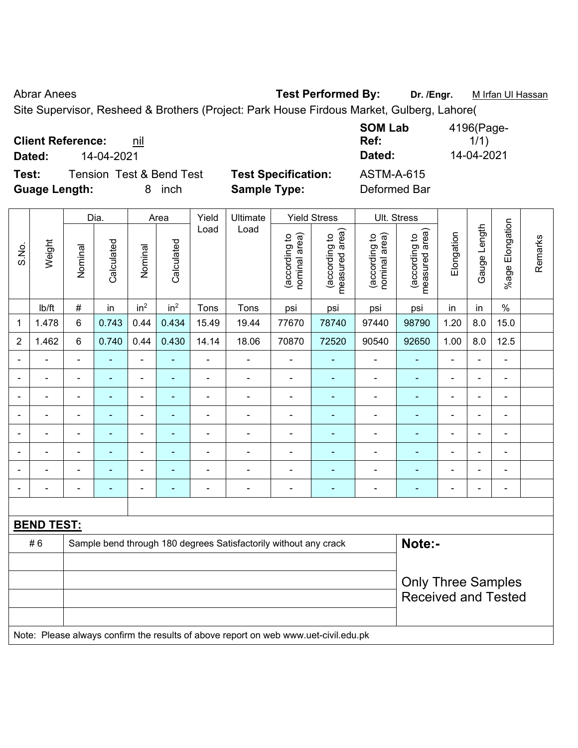Abrar Anees **Test Performed By:** **Dr. /Engr.** M Irfan Ul Hassan

Site Supervisor, Resheed & Brothers (Project: Park House Firdous Market, Gulberg, Lahore(

**Client Reference:** nil **SOM Lab Ref:** 4196(Page-1/1)

**Dated:** 14-04-2021 **Dated:** 14-04-2021

**Test:** Tension Test & Bend Test **Test Specification:** ASTM-A-615

**Guage Length:** 8 inch **Sample Type:** Deformed Bar

| S.No. | Weight | Dia. | | Area | | Yield Load | Ultimate Load | Yield Stress | | Ult. Stress | | Elongation | Gauge Length | %age Elongation | Remarks |
|---|---|---|---|---|---|---|---|---|---|---|---|---|---|---|---|
| | | Nominal | Calculated | Nominal | Calculated | | | (according to nominal area) | (according to measured area) | (according to nominal area) | (according to measured area) | | | | |
| | lb/ft | # | in | $in^2$ | $in^2$ | Tons | Tons | psi | psi | psi | psi | in | in | % | |
| 1 | 1.478 | 6 | 0.743 | 0.44 | 0.434 | 15.49 | 19.44 | 77670 | 78740 | 97440 | 98790 | 1.20 | 8.0 | 15.0 | |
| 2 | 1.462 | 6 | 0.740 | 0.44 | 0.430 | 14.14 | 18.06 | 70870 | 72520 | 90540 | 92650 | 1.00 | 8.0 | 12.5 | |
| - | - | - | - | - | - | - | - | - | - | - | - | - | - | - | |
| - | - | - | - | - | - | - | - | - | - | - | - | - | - | - | |
| - | - | - | - | - | - | - | - | - | - | - | - | - | - | - | |
| - | - | - | - | - | - | - | - | - | - | - | - | - | - | - | |
| - | - | - | - | - | - | - | - | - | - | - | - | - | - | - | |
| - | - | - | - | - | - | - | - | - | - | - | - | - | - | - | |
| - | - | - | - | - | - | - | - | - | - | - | - | - | - | - | |
| - | - | - | - | - | - | - | - | - | - | - | - | - | - | - | |

**BEND TEST:**

| | | |
|---|---|---|
| # 6 | Sample bend through 180 degrees Satisfactorily without any crack | **Note:-** |
| | | Only Three Samples Received and Tested |
| | | |
| | | |
| | | |

Note: Please always confirm the results of above report on web www.uet-civil.edu.pk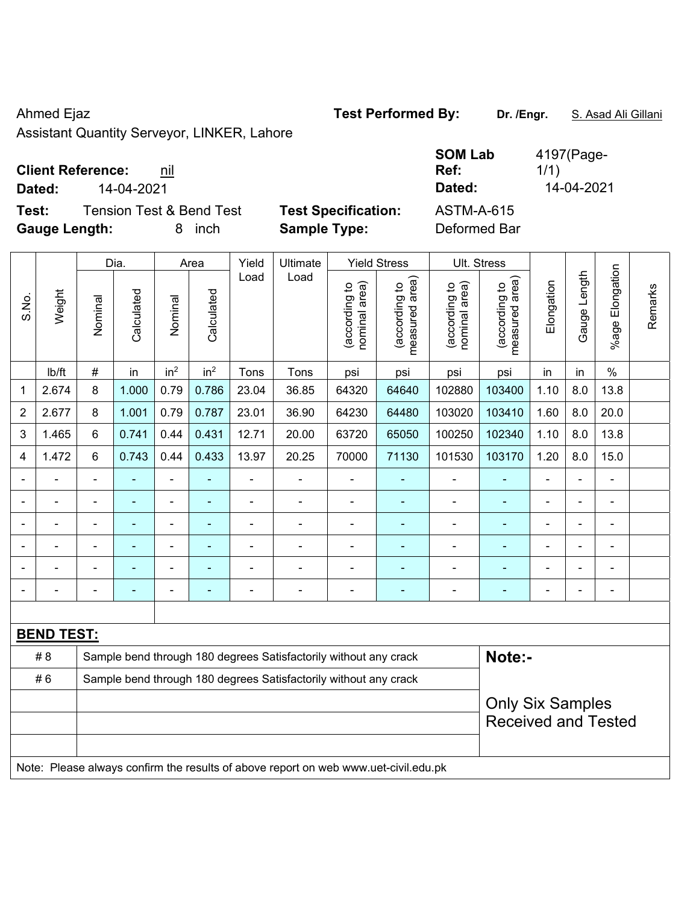Ahmed Ejaz

Assistant Quantity Serveyor, LINKER, Lahore

**Test Performed By:** **Dr. /Engr.** S. Asad Ali Gillani

**Client Reference:** nil

**Dated:** 14-04-2021

**SOM Lab Ref:** 4197(Page-1/1)

**Dated:** 14-04-2021

**Test:** Tension Test & Bend Test

**Test Specification:** ASTM-A-615

**Gauge Length:** 8 inch

**Sample Type:** Deformed Bar

| S.No. | Weight | Dia. | | Area | | Yield Load | Ultimate Load | Yield Stress | | Ult. Stress | | Elongation | Gauge Length | %age Elongation | Remarks |
|---|---|---|---|---|---|---|---|---|---|---|---|---|---|---|---|
| | | Nominal | Calculated | Nominal | Calculated | | | (according to nominal area) | (according to measured area) | (according to nominal area) | (according to measured area) | | | | |
| | lb/ft | # | in | $in^2$ | $in^2$ | Tons | Tons | psi | psi | psi | psi | in | in | % | |
| 1 | 2.674 | 8 | 1.000 | 0.79 | 0.786 | 23.04 | 36.85 | 64320 | 64640 | 102880 | 103400 | 1.10 | 8.0 | 13.8 | |
| 2 | 2.677 | 8 | 1.001 | 0.79 | 0.787 | 23.01 | 36.90 | 64230 | 64480 | 103020 | 103410 | 1.60 | 8.0 | 20.0 | |
| 3 | 1.465 | 6 | 0.741 | 0.44 | 0.431 | 12.71 | 20.00 | 63720 | 65050 | 100250 | 102340 | 1.10 | 8.0 | 13.8 | |
| 4 | 1.472 | 6 | 0.743 | 0.44 | 0.433 | 13.97 | 20.25 | 70000 | 71130 | 101530 | 103170 | 1.20 | 8.0 | 15.0 | |
| - | - | - | - | - | - | - | - | - | - | - | - | - | - | - | |
| - | - | - | - | - | - | - | - | - | - | - | - | - | - | - | |
| - | - | - | - | - | - | - | - | - | - | - | - | - | - | - | |
| - | - | - | - | - | - | - | - | - | - | - | - | - | - | - | |
| - | - | - | - | - | - | - | - | - | - | - | - | - | - | - | |
| - | - | - | - | - | - | - | - | - | - | - | - | - | - | - | |

**BEND TEST:**

| | | |
|---|---|---|
| # 8 | Sample bend through 180 degrees Satisfactorily without any crack | **Note:-** |
| # 6 | Sample bend through 180 degrees Satisfactorily without any crack | Only Six Samples Received and Tested |

Note: Please always confirm the results of above report on web www.uet-civil.edu.pk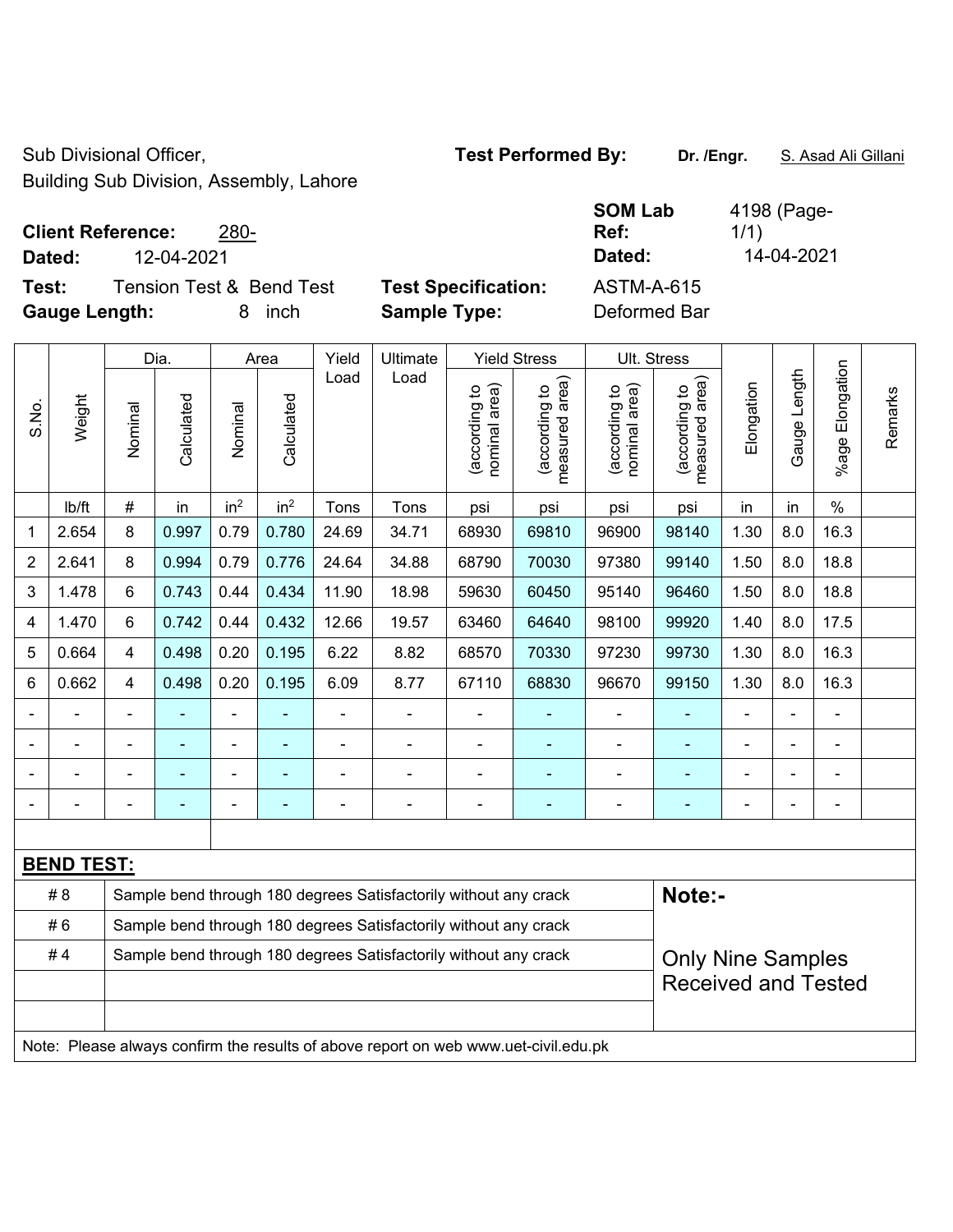Sub Divisional Officer,
Building Sub Division, Assembly, Lahore

**Test Performed By:** **Dr. /Engr.** S. Asad Ali Gillani

**Client Reference:** 280-
**Dated:** 12-04-2021

**SOM Lab Ref:** 4198 (Page-1/1)
**Dated:** 14-04-2021

**Test:** Tension Test & Bend Test
**Gauge Length:** 8 inch

**Test Specification:** ASTM-A-615
**Sample Type:** Deformed Bar

| S.No. | Weight | Dia. | | Area | | Yield Load | Ultimate Load | Yield Stress | | Ult. Stress | | Elongation | Gauge Length | %age Elongation | Remarks |
|---|---|---|---|---|---|---|---|---|---|---|---|---|---|---|---|
| | | Nominal | Calculated | Nominal | Calculated | | | (according to nominal area) | (according to measured area) | (according to nominal area) | (according to measured area) | | | | |
| | lb/ft | # | in | in² | in² | Tons | Tons | psi | psi | psi | psi | in | in | % | |
| 1 | 2.654 | 8 | 0.997 | 0.79 | 0.780 | 24.69 | 34.71 | 68930 | 69810 | 96900 | 98140 | 1.30 | 8.0 | 16.3 | |
| 2 | 2.641 | 8 | 0.994 | 0.79 | 0.776 | 24.64 | 34.88 | 68790 | 70030 | 97380 | 99140 | 1.50 | 8.0 | 18.8 | |
| 3 | 1.478 | 6 | 0.743 | 0.44 | 0.434 | 11.90 | 18.98 | 59630 | 60450 | 95140 | 96460 | 1.50 | 8.0 | 18.8 | |
| 4 | 1.470 | 6 | 0.742 | 0.44 | 0.432 | 12.66 | 19.57 | 63460 | 64640 | 98100 | 99920 | 1.40 | 8.0 | 17.5 | |
| 5 | 0.664 | 4 | 0.498 | 0.20 | 0.195 | 6.22 | 8.82 | 68570 | 70330 | 97230 | 99730 | 1.30 | 8.0 | 16.3 | |
| 6 | 0.662 | 4 | 0.498 | 0.20 | 0.195 | 6.09 | 8.77 | 67110 | 68830 | 96670 | 99150 | 1.30 | 8.0 | 16.3 | |
| - | - | - | - | - | - | - | - | - | - | - | - | - | - | - | |
| - | - | - | - | - | - | - | - | - | - | - | - | - | - | - | |
| - | - | - | - | - | - | - | - | - | - | - | - | - | - | - | |
| - | - | - | - | - | - | - | - | - | - | - | - | - | - | - | |

**BEND TEST:**

| | | |
|---|---|---|
| # 8 | Sample bend through 180 degrees Satisfactorily without any crack | **Note:-** |
| # 6 | Sample bend through 180 degrees Satisfactorily without any crack | |
| # 4 | Sample bend through 180 degrees Satisfactorily without any crack | Only Nine Samples Received and Tested |

Note: Please always confirm the results of above report on web www.uet-civil.edu.pk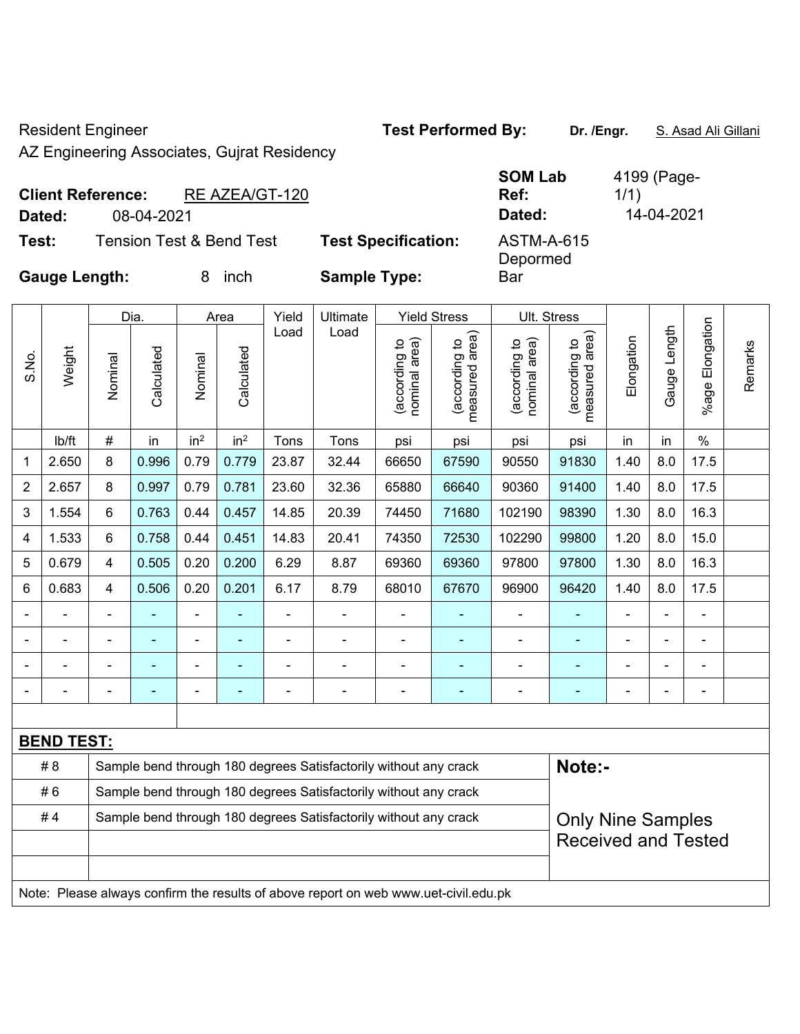Resident Engineer

AZ Engineering Associates, Gujrat Residency

**Test Performed By:** **Dr. /Engr.** S. Asad Ali Gillani

**Client Reference:** RE AZEA/GT-120

**Dated:** 08-04-2021

**SOM Lab Ref:** 4199 (Page-1/1)

**Dated:** 14-04-2021

**Test:** Tension Test & Bend Test

**Test Specification:** ASTM-A-615

**Gauge Length:** 8 inch

**Sample Type:** Deformed Bar

| S.No. | Weight | Dia. | | Area | | Yield Load | Ultimate Load | Yield Stress | | Ult. Stress | | Elongation | Gauge Length | %age Elongation | Remarks |
|---|---|---|---|---|---|---|---|---|---|---|---|---|---|---|---|
| | | Nominal | Calculated | Nominal | Calculated | | | (according to nominal area) | (according to measured area) | (according to nominal area) | (according to measured area) | | | | |
| | lb/ft | # | in | in² | in² | Tons | Tons | psi | psi | psi | psi | in | in | % | |
| 1 | 2.650 | 8 | 0.996 | 0.79 | 0.779 | 23.87 | 32.44 | 66650 | 67590 | 90550 | 91830 | 1.40 | 8.0 | 17.5 | |
| 2 | 2.657 | 8 | 0.997 | 0.79 | 0.781 | 23.60 | 32.36 | 65880 | 66640 | 90360 | 91400 | 1.40 | 8.0 | 17.5 | |
| 3 | 1.554 | 6 | 0.763 | 0.44 | 0.457 | 14.85 | 20.39 | 74450 | 71680 | 102190 | 98390 | 1.30 | 8.0 | 16.3 | |
| 4 | 1.533 | 6 | 0.758 | 0.44 | 0.451 | 14.83 | 20.41 | 74350 | 72530 | 102290 | 99800 | 1.20 | 8.0 | 15.0 | |
| 5 | 0.679 | 4 | 0.505 | 0.20 | 0.200 | 6.29 | 8.87 | 69360 | 69360 | 97800 | 97800 | 1.30 | 8.0 | 16.3 | |
| 6 | 0.683 | 4 | 0.506 | 0.20 | 0.201 | 6.17 | 8.79 | 68010 | 67670 | 96900 | 96420 | 1.40 | 8.0 | 17.5 | |
| - | - | - | - | - | - | - | - | - | - | - | - | - | - | - | |
| - | - | - | - | - | - | - | - | - | - | - | - | - | - | - | |
| - | - | - | - | - | - | - | - | - | - | - | - | - | - | - | |
| - | - | - | - | - | - | - | - | - | - | - | - | - | - | - | |

**BEND TEST:**

| | | |
|---|---|---|
| # 8 | Sample bend through 180 degrees Satisfactorily without any crack | **Note:-** |
| # 6 | Sample bend through 180 degrees Satisfactorily without any crack | |
| # 4 | Sample bend through 180 degrees Satisfactorily without any crack | Only Nine Samples Received and Tested |

Note: Please always confirm the results of above report on web www.uet-civil.edu.pk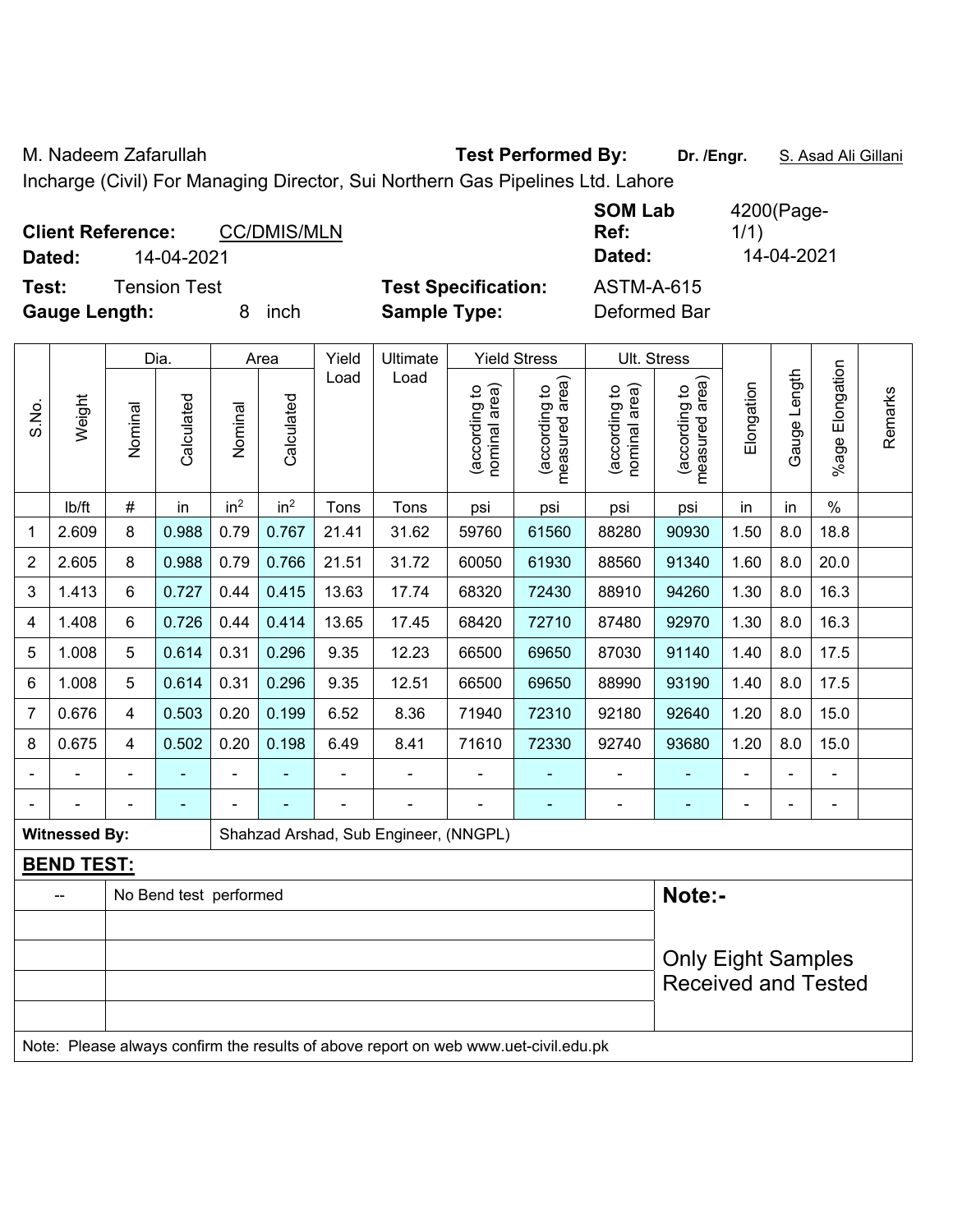M. Nadeem Zafarullah **Test Performed By:** **Dr. /Engr.** S. Asad Ali Gillani

Incharge (Civil) For Managing Director, Sui Northern Gas Pipelines Ltd. Lahore

**Client Reference:** CC/DMIS/MLN **SOM Lab Ref:** 4200(Page-1/1)

**Dated:** 14-04-2021 **Dated:** 14-04-2021

**Test:** Tension Test **Test Specification:** ASTM-A-615

**Gauge Length:** 8 inch **Sample Type:** Deformed Bar

| S.No. | Weight | Dia. | | Area | | Yield Load | Ultimate Load | Yield Stress | | Ult. Stress | | Elongation | Gauge Length | %age Elongation | Remarks |
|---|---|---|---|---|---|---|---|---|---|---|---|---|---|---|---|
| | | Nominal | Calculated | Nominal | Calculated | | | (according to nominal area) | (according to measured area) | (according to nominal area) | (according to measured area) | | | | |
| | lb/ft | # | in | in² | in² | Tons | Tons | psi | psi | psi | psi | in | in | % | |
| 1 | 2.609 | 8 | 0.988 | 0.79 | 0.767 | 21.41 | 31.62 | 59760 | 61560 | 88280 | 90930 | 1.50 | 8.0 | 18.8 | |
| 2 | 2.605 | 8 | 0.988 | 0.79 | 0.766 | 21.51 | 31.72 | 60050 | 61930 | 88560 | 91340 | 1.60 | 8.0 | 20.0 | |
| 3 | 1.413 | 6 | 0.727 | 0.44 | 0.415 | 13.63 | 17.74 | 68320 | 72430 | 88910 | 94260 | 1.30 | 8.0 | 16.3 | |
| 4 | 1.408 | 6 | 0.726 | 0.44 | 0.414 | 13.65 | 17.45 | 68420 | 72710 | 87480 | 92970 | 1.30 | 8.0 | 16.3 | |
| 5 | 1.008 | 5 | 0.614 | 0.31 | 0.296 | 9.35 | 12.23 | 66500 | 69650 | 87030 | 91140 | 1.40 | 8.0 | 17.5 | |
| 6 | 1.008 | 5 | 0.614 | 0.31 | 0.296 | 9.35 | 12.51 | 66500 | 69650 | 88990 | 93190 | 1.40 | 8.0 | 17.5 | |
| 7 | 0.676 | 4 | 0.503 | 0.20 | 0.199 | 6.52 | 8.36 | 71940 | 72310 | 92180 | 92640 | 1.20 | 8.0 | 15.0 | |
| 8 | 0.675 | 4 | 0.502 | 0.20 | 0.198 | 6.49 | 8.41 | 71610 | 72330 | 92740 | 93680 | 1.20 | 8.0 | 15.0 | |
| - | - | - | - | - | - | - | - | - | - | - | - | - | - | - | |
| - | - | - | - | - | - | - | - | - | - | - | - | - | - | - | |

**Witnessed By:** Shahzad Arshad, Sub Engineer, (NNGPL)

**BEND TEST:**

| -- | No Bend test performed |
|---|---|

**Note:-**

Only Eight Samples Received and Tested

Note: Please always confirm the results of above report on web www.uet-civil.edu.pk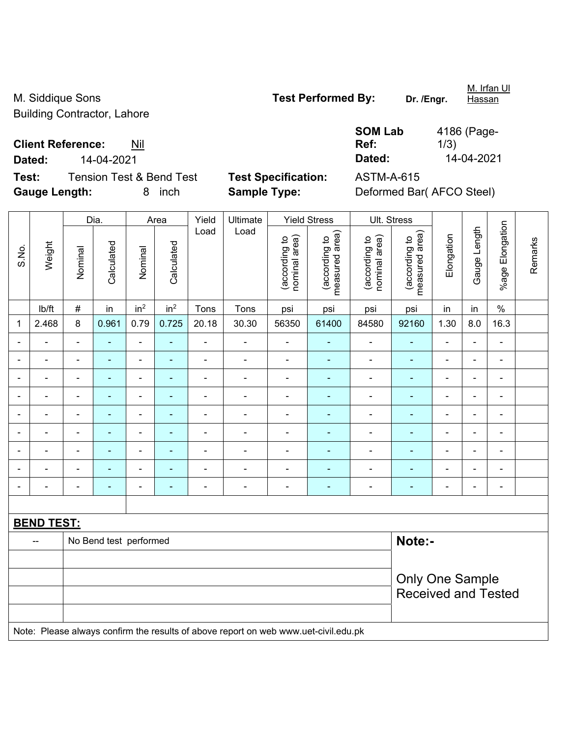M. Siddique Sons
Building Contractor, Lahore

**Test Performed By:** **Dr. /Engr.** M. Irfan Ul Hassan

**Client Reference:** Nil

**Dated:** 14-04-2021

**SOM Lab Ref:** 4186 (Page-1/3)

**Dated:** 14-04-2021

**Test:** Tension Test & Bend Test

**Test Specification:** ASTM-A-615

**Gauge Length:** 8 inch

**Sample Type:** Deformed Bar( AFCO Steel)

| S.No. | Weight | Dia. | | Area | | Yield Load | Ultimate Load | Yield Stress | | Ult. Stress | | Elongation | Gauge Length | %age Elongation | Remarks |
|---|---|---|---|---|---|---|---|---|---|---|---|---|---|---|---|
| | | Nominal | Calculated | Nominal | Calculated | | | (according to nominal area) | (according to measured area) | (according to nominal area) | (according to measured area) | | | | |
| | lb/ft | # | in | $in^2$ | $in^2$ | Tons | Tons | psi | psi | psi | psi | in | in | % | |
| 1 | 2.468 | 8 | 0.961 | 0.79 | 0.725 | 20.18 | 30.30 | 56350 | 61400 | 84580 | 92160 | 1.30 | 8.0 | 16.3 | |
| - | - | - | - | - | - | - | - | - | - | - | - | - | - | - | |
| - | - | - | - | - | - | - | - | - | - | - | - | - | - | - | |
| - | - | - | - | - | - | - | - | - | - | - | - | - | - | - | |
| - | - | - | - | - | - | - | - | - | - | - | - | - | - | - | |
| - | - | - | - | - | - | - | - | - | - | - | - | - | - | - | |
| - | - | - | - | - | - | - | - | - | - | - | - | - | - | - | |
| - | - | - | - | - | - | - | - | - | - | - | - | - | - | - | |
| - | - | - | - | - | - | - | - | - | - | - | - | - | - | - | |
| - | - | - | - | - | - | - | - | - | - | - | - | - | - | - | |

**BEND TEST:**

| | | |
|---|---|---|
| -- | No Bend test performed | **Note:-** Only One Sample Received and Tested |

Note: Please always confirm the results of above report on web www.uet-civil.edu.pk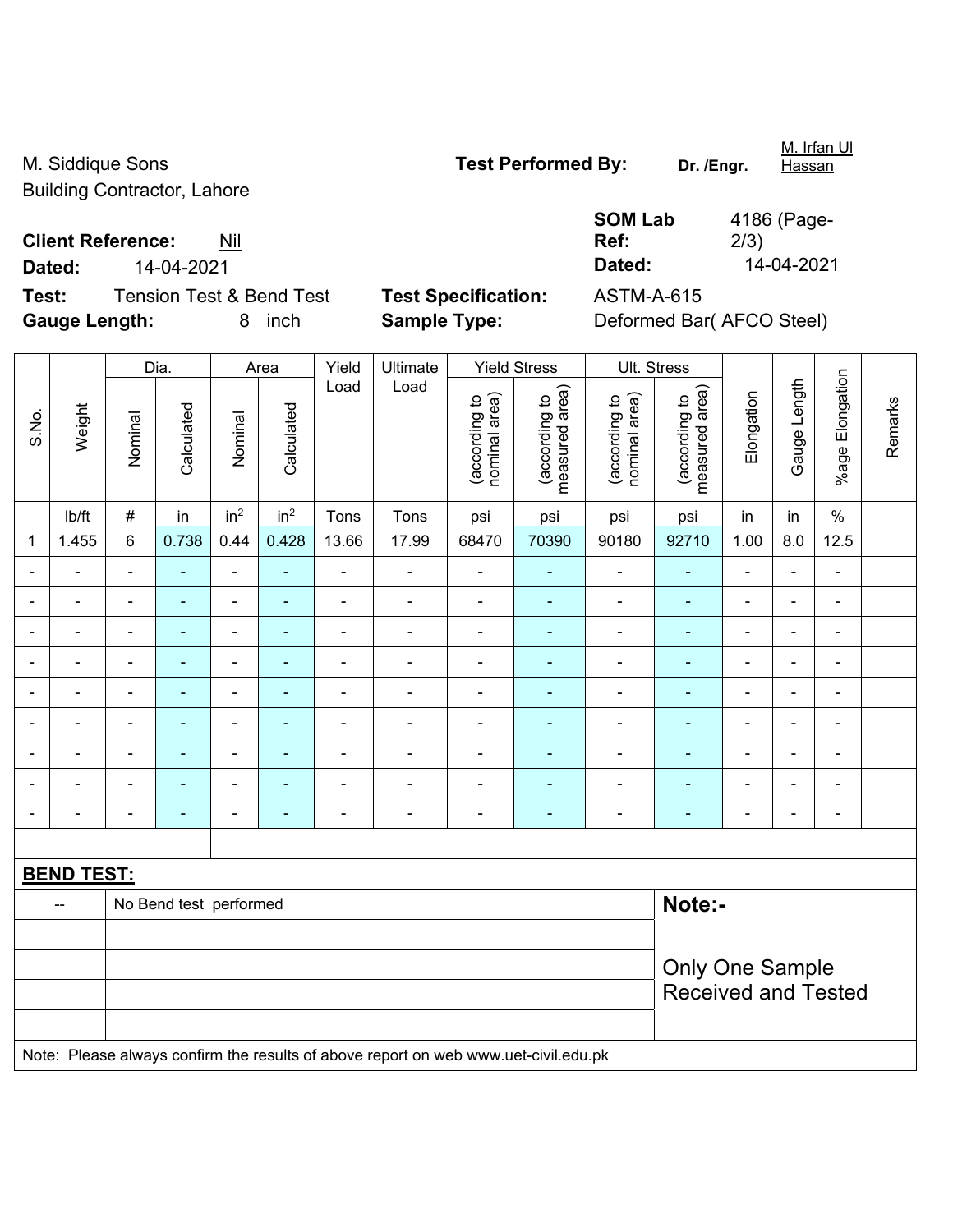M. Siddique Sons
Building Contractor, Lahore

**Test Performed By:** **Dr. /Engr.** M. Irfan Ul Hassan

**Client Reference:** Nil

**Dated:** 14-04-2021

**SOM Lab Ref:** 4186 (Page-2/3)

**Dated:** 14-04-2021

**Test:** Tension Test & Bend Test

**Test Specification:** ASTM-A-615

**Gauge Length:** 8 inch

**Sample Type:** Deformed Bar( AFCO Steel)

| S.No. | Weight | Dia. | | Area | | Yield Load | Ultimate Load | Yield Stress | | Ult. Stress | | Elongation | Gauge Length | %age Elongation | Remarks |
|---|---|---|---|---|---|---|---|---|---|---|---|---|---|---|---|
| | | Nominal | Calculated | Nominal | Calculated | | | (according to nominal area) | (according to measured area) | (according to nominal area) | (according to measured area) | | | | |
| | lb/ft | # | in | in$^2$ | in$^2$ | Tons | Tons | psi | psi | psi | psi | in | in | % | |
| 1 | 1.455 | 6 | 0.738 | 0.44 | 0.428 | 13.66 | 17.99 | 68470 | 70390 | 90180 | 92710 | 1.00 | 8.0 | 12.5 | |
| - | - | - | - | - | - | - | - | - | - | - | - | - | - | - | |
| - | - | - | - | - | - | - | - | - | - | - | - | - | - | - | |
| - | - | - | - | - | - | - | - | - | - | - | - | - | - | - | |
| - | - | - | - | - | - | - | - | - | - | - | - | - | - | - | |
| - | - | - | - | - | - | - | - | - | - | - | - | - | - | - | |
| - | - | - | - | - | - | - | - | - | - | - | - | - | - | - | |
| - | - | - | - | - | - | - | - | - | - | - | - | - | - | - | |
| - | - | - | - | - | - | - | - | - | - | - | - | - | - | - | |
| - | - | - | - | - | - | - | - | - | - | - | - | - | - | - | |

**BEND TEST:**

| | | |
|---|---|---|
| -- | No Bend test performed | **Note:-** Only One Sample Received and Tested |

Note: Please always confirm the results of above report on web www.uet-civil.edu.pk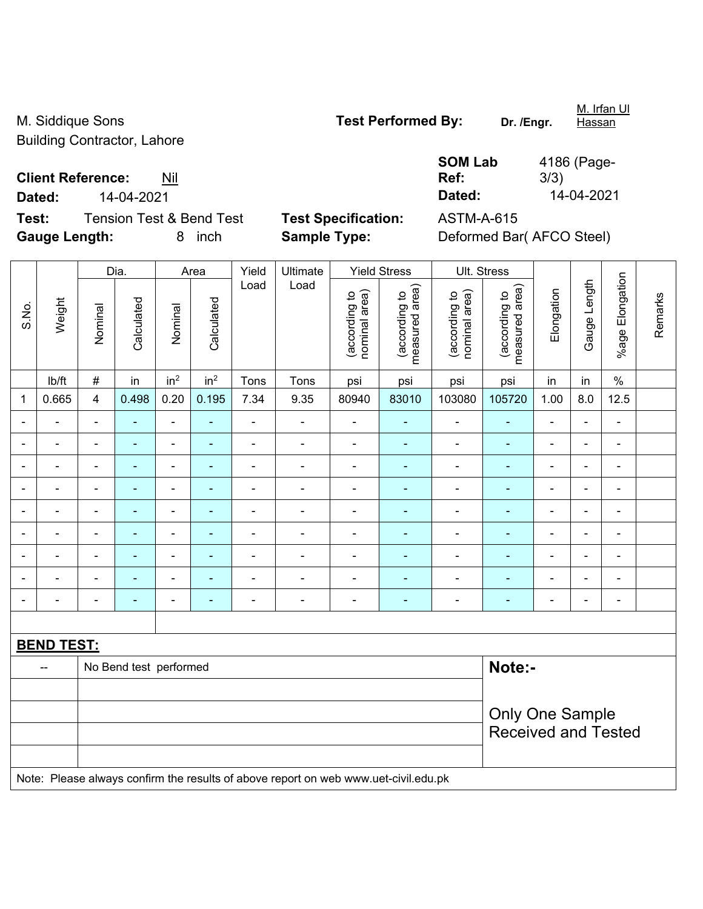M. Siddique Sons
Building Contractor, Lahore

**Test Performed By:** **Dr. /Engr.** M. Irfan Ul Hassan

**Client Reference:** Nil

**Dated:** 14-04-2021

**SOM Lab Ref:** 4186 (Page-3/3)

**Dated:** 14-04-2021

**Test:** Tension Test & Bend Test

**Test Specification:** ASTM-A-615

**Gauge Length:** 8 inch

**Sample Type:** Deformed Bar( AFCO Steel)

| S.No. | Weight | Dia. | | Area | | Yield Load | Ultimate Load | Yield Stress | | Ult. Stress | | Elongation | Gauge Length | %age Elongation | Remarks |
|---|---|---|---|---|---|---|---|---|---|---|---|---|---|---|---|
| | | Nominal | Calculated | Nominal | Calculated | | | (according to nominal area) | (according to measured area) | (according to nominal area) | (according to measured area) | | | | |
| | lb/ft | # | in | in² | in² | Tons | Tons | psi | psi | psi | psi | in | in | % | |
| 1 | 0.665 | 4 | 0.498 | 0.20 | 0.195 | 7.34 | 9.35 | 80940 | 83010 | 103080 | 105720 | 1.00 | 8.0 | 12.5 | |
| - | - | - | - | - | - | - | - | - | - | - | - | - | - | - | |
| - | - | - | - | - | - | - | - | - | - | - | - | - | - | - | |
| - | - | - | - | - | - | - | - | - | - | - | - | - | - | - | |
| - | - | - | - | - | - | - | - | - | - | - | - | - | - | - | |
| - | - | - | - | - | - | - | - | - | - | - | - | - | - | - | |
| - | - | - | - | - | - | - | - | - | - | - | - | - | - | - | |
| - | - | - | - | - | - | - | - | - | - | - | - | - | - | - | |
| - | - | - | - | - | - | - | - | - | - | - | - | - | - | - | |
| - | - | - | - | - | - | - | - | - | - | - | - | - | - | - | |

**BEND TEST:**

| | | |
|---|---|---|
| -- | No Bend test performed | **Note:-** Only One Sample Received and Tested |

Note: Please always confirm the results of above report on web www.uet-civil.edu.pk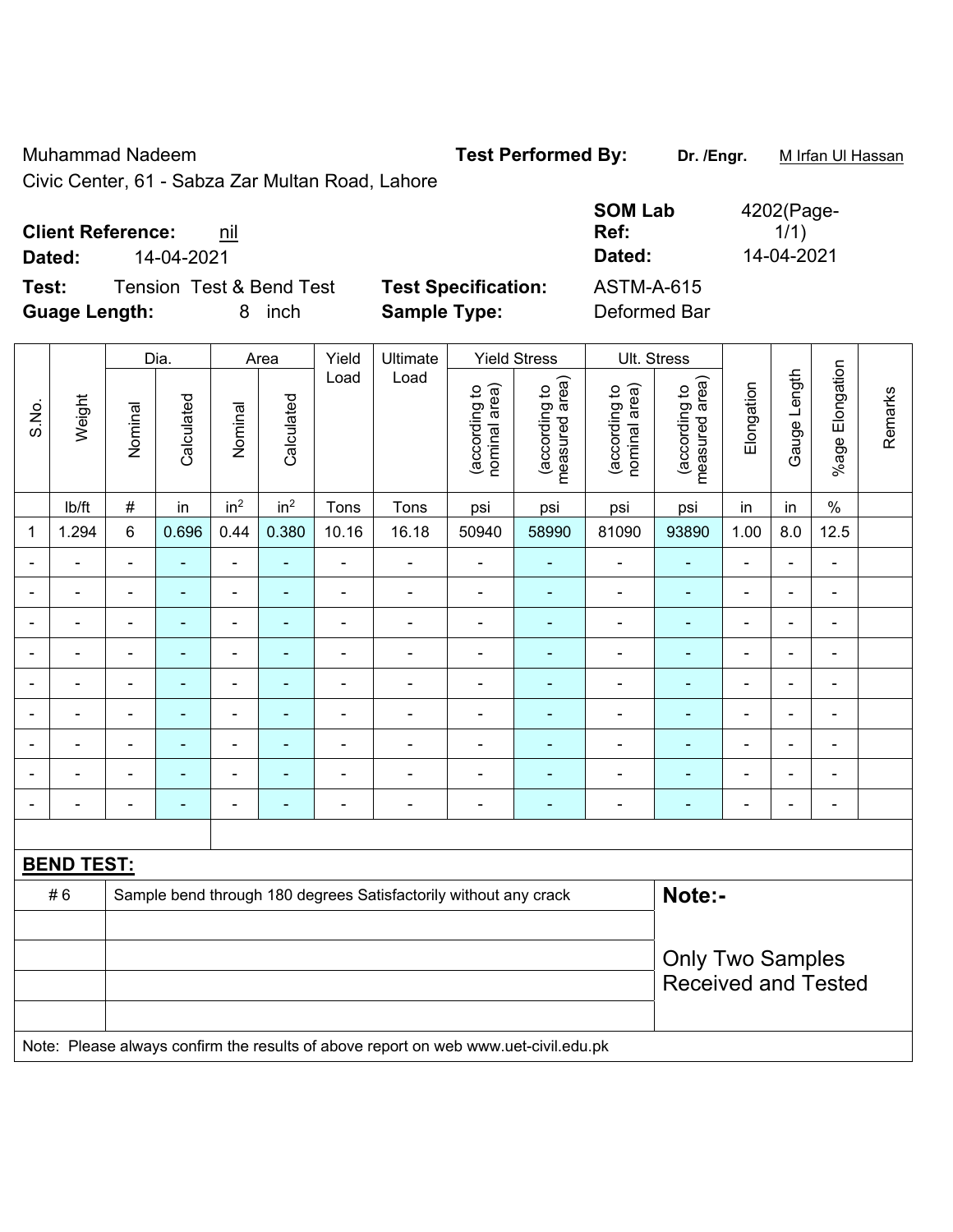Muhammad Nadeem

Civic Center, 61 - Sabza Zar Multan Road, Lahore

**Test Performed By:** **Dr. /Engr.** M Irfan Ul Hassan

**Client Reference:** nil

**Dated:** 14-04-2021

**SOM Lab Ref:** 4202(Page-1/1)

**Dated:** 14-04-2021

**Test:** Tension Test & Bend Test

**Test Specification:** ASTM-A-615

**Guage Length:** 8 inch

**Sample Type:** Deformed Bar

| S.No. | Weight | Dia. | | Area | | Yield Load | Ultimate Load | Yield Stress | | Ult. Stress | | Elongation | Gauge Length | %age Elongation | Remarks |
|---|---|---|---|---|---|---|---|---|---|---|---|---|---|---|---|
| | | Nominal | Calculated | Nominal | Calculated | | | (according to nominal area) | (according to measured area) | (according to nominal area) | (according to measured area) | | | | |
| | lb/ft | # | in | in$^2$ | in$^2$ | Tons | Tons | psi | psi | psi | psi | in | in | % | |
| 1 | 1.294 | 6 | 0.696 | 0.44 | 0.380 | 10.16 | 16.18 | 50940 | 58990 | 81090 | 93890 | 1.00 | 8.0 | 12.5 | |
| - | - | - | - | - | - | - | - | - | - | - | - | - | - | - | |
| - | - | - | - | - | - | - | - | - | - | - | - | - | - | - | |
| - | - | - | - | - | - | - | - | - | - | - | - | - | - | - | |
| - | - | - | - | - | - | - | - | - | - | - | - | - | - | - | |
| - | - | - | - | - | - | - | - | - | - | - | - | - | - | - | |
| - | - | - | - | - | - | - | - | - | - | - | - | - | - | - | |
| - | - | - | - | - | - | - | - | - | - | - | - | - | - | - | |
| - | - | - | - | - | - | - | - | - | - | - | - | - | - | - | |
| - | - | - | - | - | - | - | - | - | - | - | - | - | - | - | |

**BEND TEST:**

| | | |
|---|---|---|
| # 6 | Sample bend through 180 degrees Satisfactorily without any crack | **Note:-** |
| | | Only Two Samples Received and Tested |

Note: Please always confirm the results of above report on web www.uet-civil.edu.pk